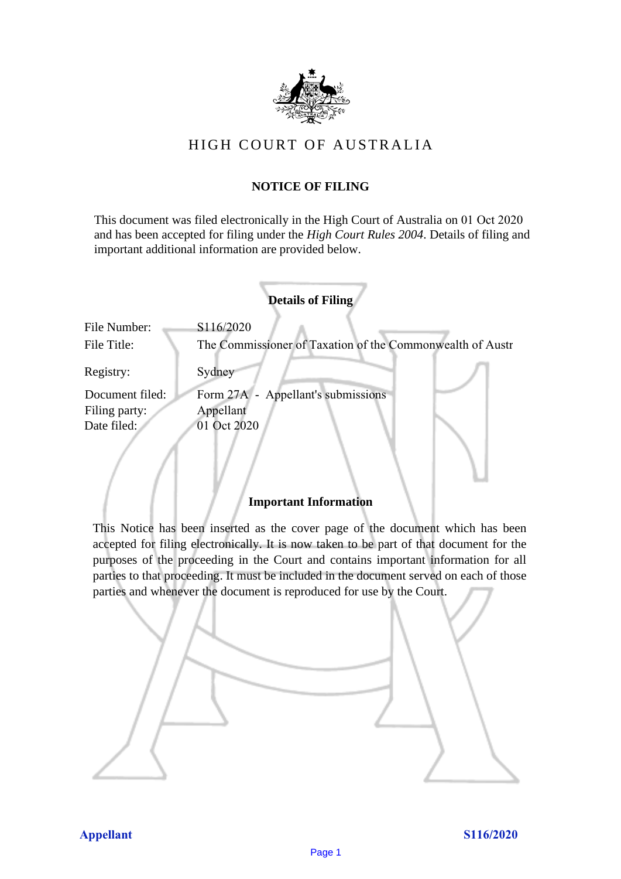# HIGH COURT OF AUSTRALIA

## NOTICE OF FILING

This document was filed electronically in the High Court of Australia on 01 Oct 2020 and has been accepted for filing under the *High Court Rules 2004*. Details of filing and important additional information are provided below.

### Details of Filing

| | |
|---|---|
| File Number: | S116/2020 |
| File Title: | The Commissioner of Taxation of the Commonwealth of Austr |
| Registry: | Sydney |
| Document filed: | Form 27A - Appellant's submissions |
| Filing party: | Appellant |
| Date filed: | 01 Oct 2020 |

### Important Information

This Notice has been inserted as the cover page of the document which has been accepted for filing electronically. It is now taken to be part of that document for the purposes of the proceeding in the Court and contains important information for all parties to that proceeding. It must be included in the document served on each of those parties and whenever the document is reproduced for use by the Court.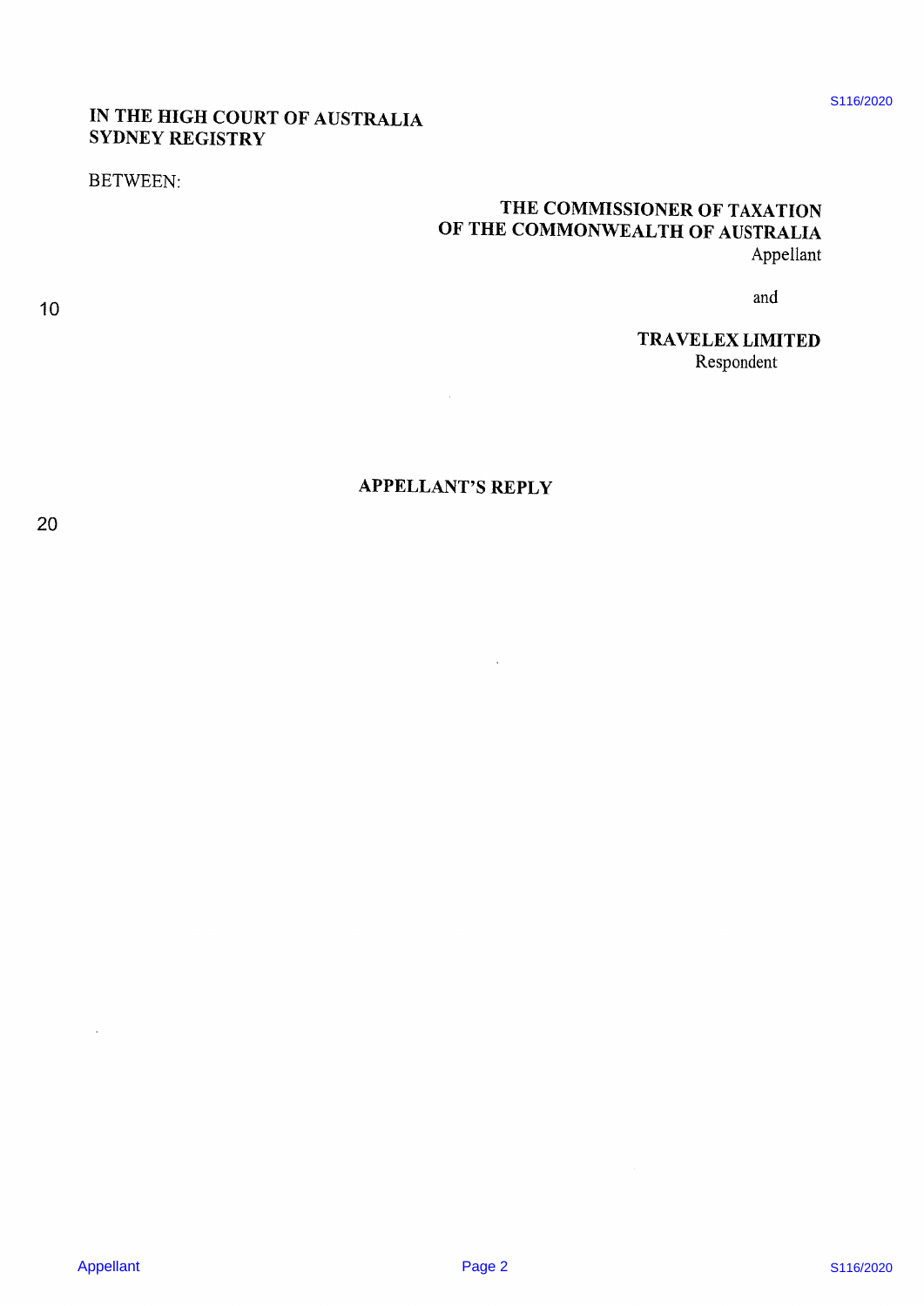**IN THE HIGH COURT OF AUSTRALIA**
**SYDNEY REGISTRY**

BETWEEN:

**THE COMMISSIONER OF TAXATION OF THE COMMONWEALTH OF AUSTRALIA**
Appellant

and

**TRAVELEX LIMITED**
Respondent

## APPELLANT'S REPLY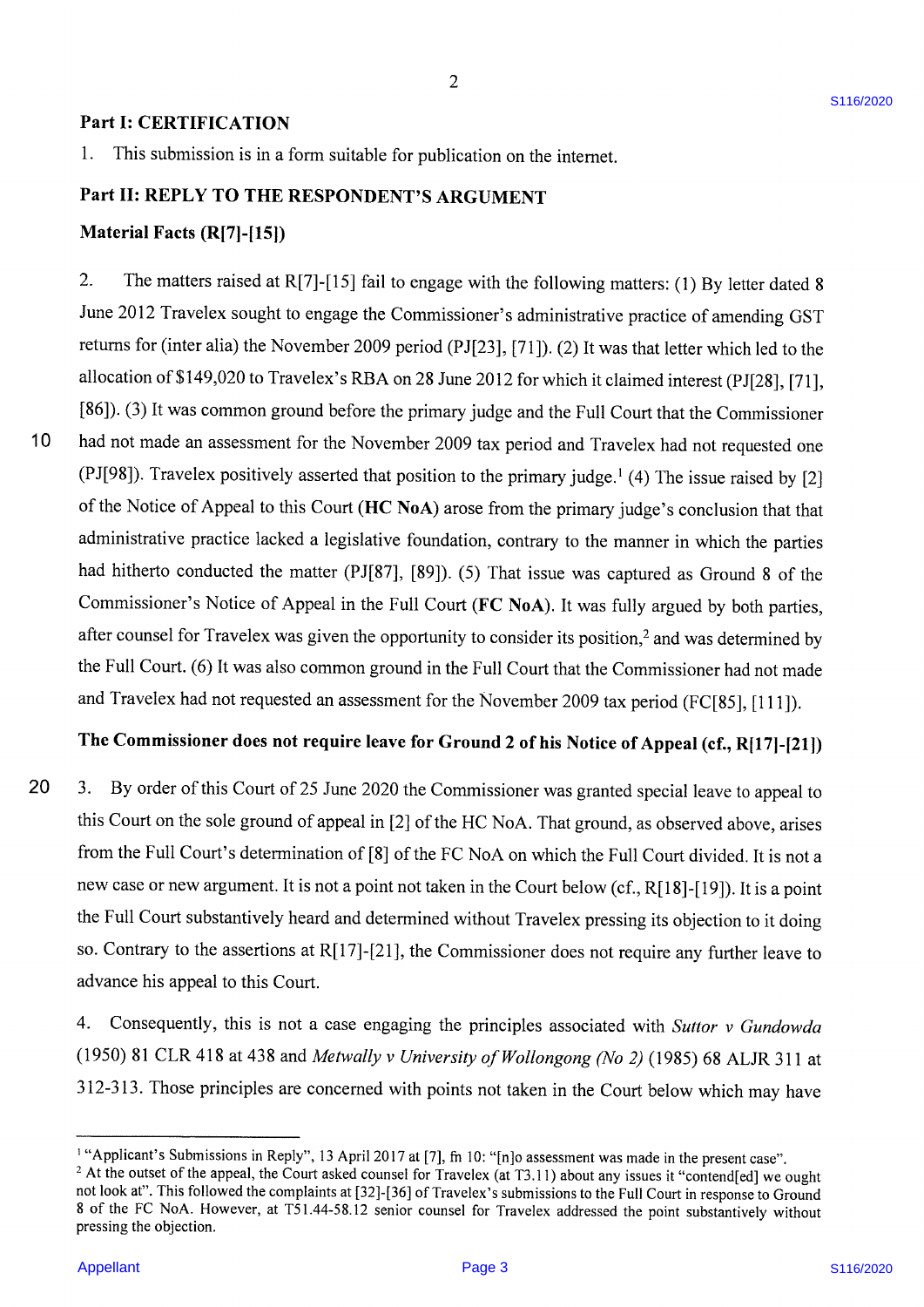## Part I: CERTIFICATION

1. This submission is in a form suitable for publication on the internet.

## Part II: REPLY TO THE RESPONDENT'S ARGUMENT

### Material Facts (R[7]-[15])

2. The matters raised at R[7]-[15] fail to engage with the following matters: (1) By letter dated 8 June 2012 Travelex sought to engage the Commissioner's administrative practice of amending GST returns for (inter alia) the November 2009 period (PJ[23], [71]). (2) It was that letter which led to the allocation of $149,020 to Travelex's RBA on 28 June 2012 for which it claimed interest (PJ[28], [71], [86]). (3) It was common ground before the primary judge and the Full Court that the Commissioner had not made an assessment for the November 2009 tax period and Travelex had not requested one (PJ[98]). Travelex positively asserted that position to the primary judge.[1] (4) The issue raised by [2] of the Notice of Appeal to this Court (**HC NoA**) arose from the primary judge's conclusion that that administrative practice lacked a legislative foundation, contrary to the manner in which the parties had hitherto conducted the matter (PJ[87], [89]). (5) That issue was captured as Ground 8 of the Commissioner's Notice of Appeal in the Full Court (**FC NoA**). It was fully argued by both parties, after counsel for Travelex was given the opportunity to consider its position,[2] and was determined by the Full Court. (6) It was also common ground in the Full Court that the Commissioner had not made and Travelex had not requested an assessment for the November 2009 tax period (FC[85], [111]).

### The Commissioner does not require leave for Ground 2 of his Notice of Appeal (cf., R[17]-[21])

3. By order of this Court of 25 June 2020 the Commissioner was granted special leave to appeal to this Court on the sole ground of appeal in [2] of the HC NoA. That ground, as observed above, arises from the Full Court's determination of [8] of the FC NoA on which the Full Court divided. It is not a new case or new argument. It is not a point not taken in the Court below (cf., R[18]-[19]). It is a point the Full Court substantively heard and determined without Travelex pressing its objection to it doing so. Contrary to the assertions at R[17]-[21], the Commissioner does not require any further leave to advance his appeal to this Court.

4. Consequently, this is not a case engaging the principles associated with *Suttor v Gundowda* (1950) 81 CLR 418 at 438 and *Metwally v University of Wollongong (No 2)* (1985) 68 ALJR 311 at 312-313. Those principles are concerned with points not taken in the Court below which may have

---

[1] "Applicant's Submissions in Reply", 13 April 2017 at [7], fn 10: "[n]o assessment was made in the present case".

[2] At the outset of the appeal, the Court asked counsel for Travelex (at T3.11) about any issues it "contend[ed] we ought not look at". This followed the complaints at [32]-[36] of Travelex's submissions to the Full Court in response to Ground 8 of the FC NoA. However, at T51.44-58.12 senior counsel for Travelex addressed the point substantively without pressing the objection.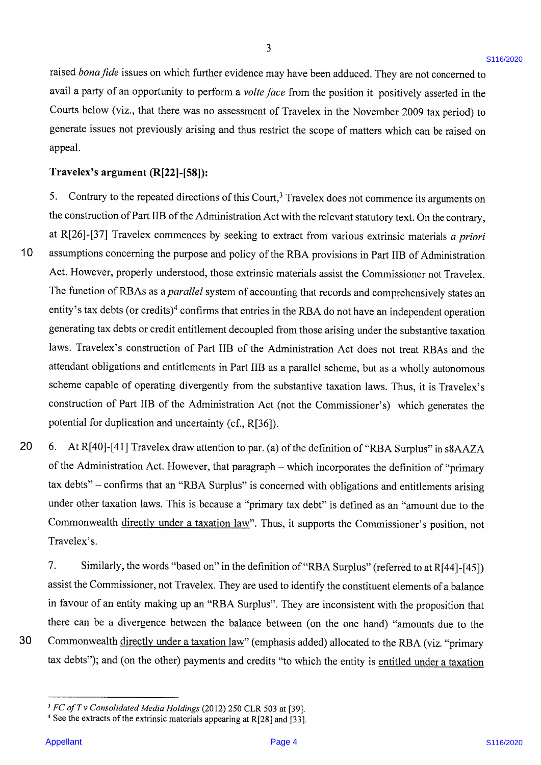raised *bona fide* issues on which further evidence may have been adduced. They are not concerned to avail a party of an opportunity to perform a *volte face* from the position it positively asserted in the Courts below (viz., that there was no assessment of Travelex in the November 2009 tax period) to generate issues not previously arising and thus restrict the scope of matters which can be raised on appeal.

**Travelex's argument (R[22]-[58]):**

5. Contrary to the repeated directions of this Court,[3] Travelex does not commence its arguments on the construction of Part IIB of the Administration Act with the relevant statutory text. On the contrary, at R[26]-[37] Travelex commences by seeking to extract from various extrinsic materials *a priori* assumptions concerning the purpose and policy of the RBA provisions in Part IIB of Administration Act. However, properly understood, those extrinsic materials assist the Commissioner not Travelex. The function of RBAs as a *parallel* system of accounting that records and comprehensively states an entity's tax debts (or credits)[4] confirms that entries in the RBA do not have an independent operation generating tax debts or credit entitlement decoupled from those arising under the substantive taxation laws. Travelex's construction of Part IIB of the Administration Act does not treat RBAs and the attendant obligations and entitlements in Part IIB as a parallel scheme, but as a wholly autonomous scheme capable of operating divergently from the substantive taxation laws. Thus, it is Travelex's construction of Part IIB of the Administration Act (not the Commissioner's) which generates the potential for duplication and uncertainty (cf., R[36]).

6. At R[40]-[41] Travelex draw attention to par. (a) of the definition of "RBA Surplus" in s8AAZA of the Administration Act. However, that paragraph – which incorporates the definition of "primary tax debts" – confirms that an "RBA Surplus" is concerned with obligations and entitlements arising under other taxation laws. This is because a "primary tax debt" is defined as an "amount due to the Commonwealth <u>directly under a taxation law</u>". Thus, it supports the Commissioner's position, not Travelex's.

7. Similarly, the words "based on" in the definition of "RBA Surplus" (referred to at R[44]-[45]) assist the Commissioner, not Travelex. They are used to identify the constituent elements of a balance in favour of an entity making up an "RBA Surplus". They are inconsistent with the proposition that there can be a divergence between the balance between (on the one hand) "amounts due to the Commonwealth <u>directly under a taxation law</u>" (emphasis added) allocated to the RBA (viz. "primary tax debts"); and (on the other) payments and credits "to which the entity is <u>entitled under a taxation</u>

---

[3] *FC of T v Consolidated Media Holdings* (2012) 250 CLR 503 at [39].

[4] See the extracts of the extrinsic materials appearing at R[28] and [33].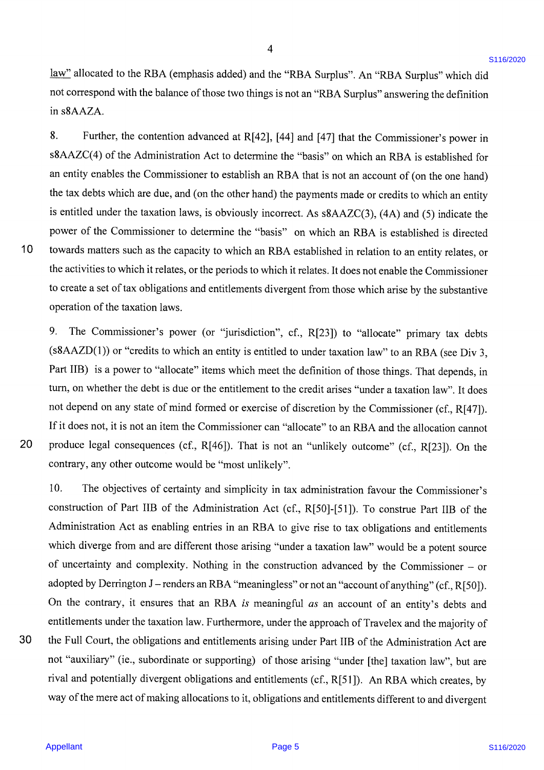law" allocated to the RBA (emphasis added) and the "RBA Surplus". An "RBA Surplus" which did not correspond with the balance of those two things is not an "RBA Surplus" answering the definition in s8AAZA.

8. Further, the contention advanced at R[42], [44] and [47] that the Commissioner's power in s8AAZC(4) of the Administration Act to determine the "basis" on which an RBA is established for an entity enables the Commissioner to establish an RBA that is not an account of (on the one hand) the tax debts which are due, and (on the other hand) the payments made or credits to which an entity is entitled under the taxation laws, is obviously incorrect. As s8AAZC(3), (4A) and (5) indicate the power of the Commissioner to determine the "basis" on which an RBA is established is directed towards matters such as the capacity to which an RBA established in relation to an entity relates, or the activities to which it relates, or the periods to which it relates. It does not enable the Commissioner to create a set of tax obligations and entitlements divergent from those which arise by the substantive operation of the taxation laws.

9. The Commissioner's power (or "jurisdiction", cf., R[23]) to "allocate" primary tax debts (s8AAZD(1)) or "credits to which an entity is entitled to under taxation law" to an RBA (see Div 3, Part IIB) is a power to "allocate" items which meet the definition of those things. That depends, in turn, on whether the debt is due or the entitlement to the credit arises "under a taxation law". It does not depend on any state of mind formed or exercise of discretion by the Commissioner (cf., R[47]). If it does not, it is not an item the Commissioner can "allocate" to an RBA and the allocation cannot produce legal consequences (cf., R[46]). That is not an "unlikely outcome" (cf., R[23]). On the contrary, any other outcome would be "most unlikely".

10. The objectives of certainty and simplicity in tax administration favour the Commissioner's construction of Part IIB of the Administration Act (cf., R[50]-[51]). To construe Part IIB of the Administration Act as enabling entries in an RBA to give rise to tax obligations and entitlements which diverge from and are different those arising "under a taxation law" would be a potent source of uncertainty and complexity. Nothing in the construction advanced by the Commissioner – or adopted by Derrington J – renders an RBA "meaningless" or not an "account of anything" (cf., R[50]). On the contrary, it ensures that an RBA *is* meaningful *as* an account of an entity's debts and entitlements under the taxation law. Furthermore, under the approach of Travelex and the majority of the Full Court, the obligations and entitlements arising under Part IIB of the Administration Act are not "auxiliary" (ie., subordinate or supporting) of those arising "under [the] taxation law", but are rival and potentially divergent obligations and entitlements (cf., R[51]). An RBA which creates, by way of the mere act of making allocations to it, obligations and entitlements different to and divergent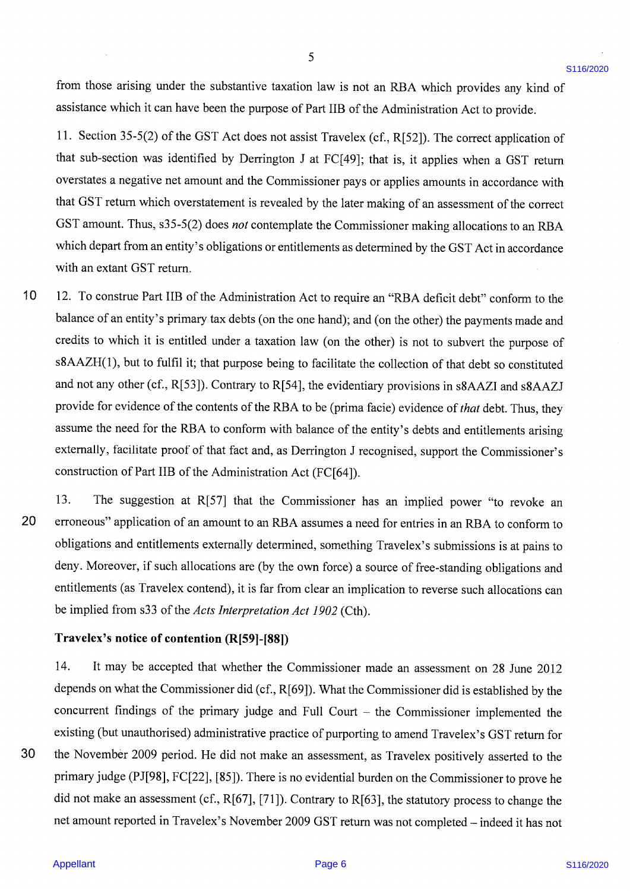from those arising under the substantive taxation law is not an RBA which provides any kind of assistance which it can have been the purpose of Part IIB of the Administration Act to provide.

11. Section 35-5(2) of the GST Act does not assist Travelex (cf., R[52]). The correct application of that sub-section was identified by Derrington J at FC[49]; that is, it applies when a GST return overstates a negative net amount and the Commissioner pays or applies amounts in accordance with that GST return which overstatement is revealed by the later making of an assessment of the correct GST amount. Thus, s35-5(2) does *not* contemplate the Commissioner making allocations to an RBA which depart from an entity's obligations or entitlements as determined by the GST Act in accordance with an extant GST return.

12. To construe Part IIB of the Administration Act to require an "RBA deficit debt" conform to the balance of an entity's primary tax debts (on the one hand); and (on the other) the payments made and credits to which it is entitled under a taxation law (on the other) is not to subvert the purpose of s8AAZH(1), but to fulfil it; that purpose being to facilitate the collection of that debt so constituted and not any other (cf., R[53]). Contrary to R[54], the evidentiary provisions in s8AAZI and s8AAZJ provide for evidence of the contents of the RBA to be (prima facie) evidence of *that* debt. Thus, they assume the need for the RBA to conform with balance of the entity's debts and entitlements arising externally, facilitate proof of that fact and, as Derrington J recognised, support the Commissioner's construction of Part IIB of the Administration Act (FC[64]).

13. The suggestion at R[57] that the Commissioner has an implied power "to revoke an erroneous" application of an amount to an RBA assumes a need for entries in an RBA to conform to obligations and entitlements externally determined, something Travelex's submissions is at pains to deny. Moreover, if such allocations are (by the own force) a source of free-standing obligations and entitlements (as Travelex contend), it is far from clear an implication to reverse such allocations can be implied from s33 of the *Acts Interpretation Act 1902* (Cth).

**Travelex's notice of contention (R[59]-[88])**

14. It may be accepted that whether the Commissioner made an assessment on 28 June 2012 depends on what the Commissioner did (cf., R[69]). What the Commissioner did is established by the concurrent findings of the primary judge and Full Court – the Commissioner implemented the existing (but unauthorised) administrative practice of purporting to amend Travelex's GST return for the November 2009 period. He did not make an assessment, as Travelex positively asserted to the primary judge (PJ[98], FC[22], [85]). There is no evidential burden on the Commissioner to prove he did not make an assessment (cf., R[67], [71]). Contrary to R[63], the statutory process to change the net amount reported in Travelex's November 2009 GST return was not completed – indeed it has not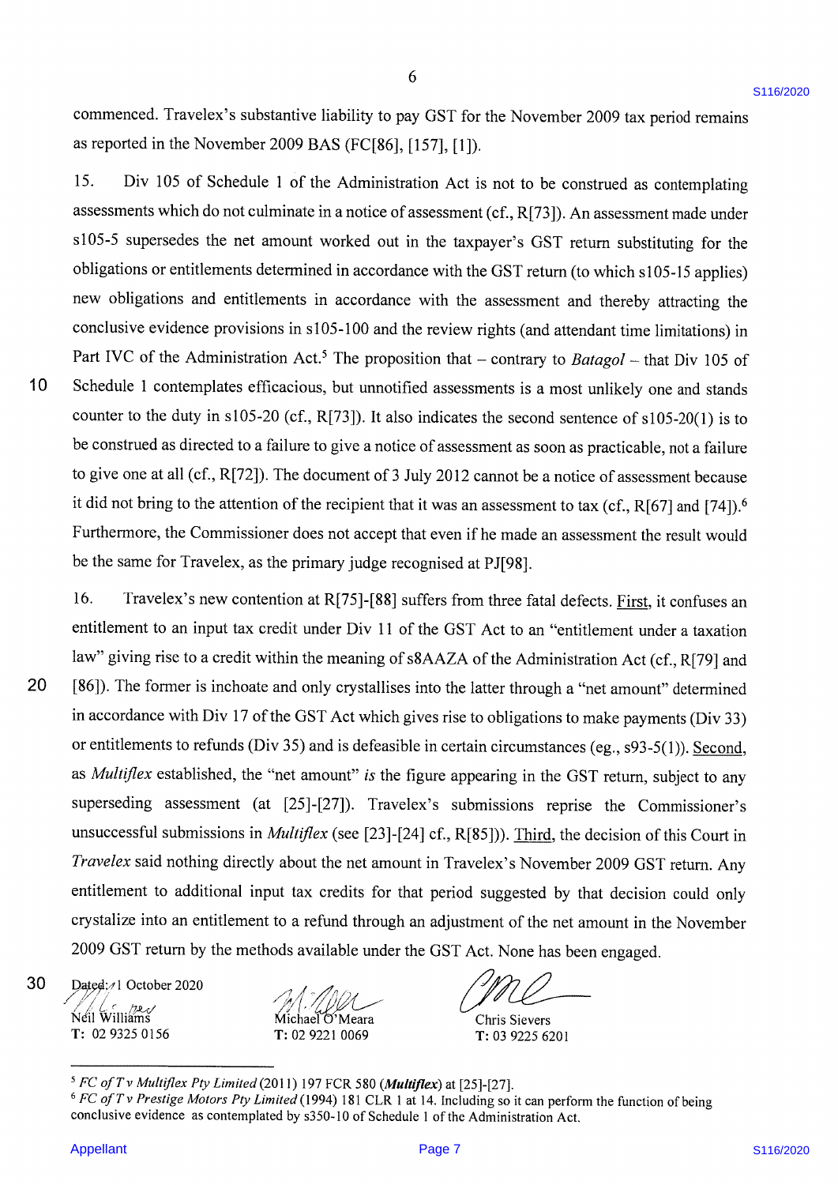commenced. Travelex's substantive liability to pay GST for the November 2009 tax period remains as reported in the November 2009 BAS (FC[86], [157], [1]).

15. Div 105 of Schedule 1 of the Administration Act is not to be construed as contemplating assessments which do not culminate in a notice of assessment (cf., R[73]). An assessment made under s105-5 supersedes the net amount worked out in the taxpayer's GST return substituting for the obligations or entitlements determined in accordance with the GST return (to which s105-15 applies) new obligations and entitlements in accordance with the assessment and thereby attracting the conclusive evidence provisions in s105-100 and the review rights (and attendant time limitations) in Part IVC of the Administration Act.[5] The proposition that – contrary to *Batagol* – that Div 105 of Schedule 1 contemplates efficacious, but unnotified assessments is a most unlikely one and stands counter to the duty in s105-20 (cf., R[73]). It also indicates the second sentence of s105-20(1) is to be construed as directed to a failure to give a notice of assessment as soon as practicable, not a failure to give one at all (cf., R[72]). The document of 3 July 2012 cannot be a notice of assessment because it did not bring to the attention of the recipient that it was an assessment to tax (cf., R[67] and [74]).[6] Furthermore, the Commissioner does not accept that even if he made an assessment the result would be the same for Travelex, as the primary judge recognised at PJ[98].

16. Travelex's new contention at R[75]-[88] suffers from three fatal defects. <u>First</u>, it confuses an entitlement to an input tax credit under Div 11 of the GST Act to an "entitlement under a taxation law" giving rise to a credit within the meaning of s8AAZA of the Administration Act (cf., R[79] and [86]). The former is inchoate and only crystallises into the latter through a "net amount" determined in accordance with Div 17 of the GST Act which gives rise to obligations to make payments (Div 33) or entitlements to refunds (Div 35) and is defeasible in certain circumstances (eg., s93-5(1)). <u>Second</u>, as *Multiflex* established, the "net amount" *is* the figure appearing in the GST return, subject to any superseding assessment (at [25]-[27]). Travelex's submissions reprise the Commissioner's unsuccessful submissions in *Multiflex* (see [23]-[24] cf., R[85]). <u>Third</u>, the decision of this Court in *Travelex* said nothing directly about the net amount in Travelex's November 2009 GST return. Any entitlement to additional input tax credits for that period suggested by that decision could only crystalize into an entitlement to a refund through an adjustment of the net amount in the November 2009 GST return by the methods available under the GST Act. None has been engaged.

Dated: 1 October 2020

Neil Williams
T: 02 9325 0156

Michael O'Meara
T: 02 9221 0069

Chris Sievers
T: 03 9225 6201

---

[5] *FC of T v Multiflex Pty Limited* (2011) 197 FCR 580 (***Multiflex***) at [25]-[27].

[6] *FC of T v Prestige Motors Pty Limited* (1994) 181 CLR 1 at 14. Including so it can perform the function of being conclusive evidence as contemplated by s350-10 of Schedule 1 of the Administration Act.